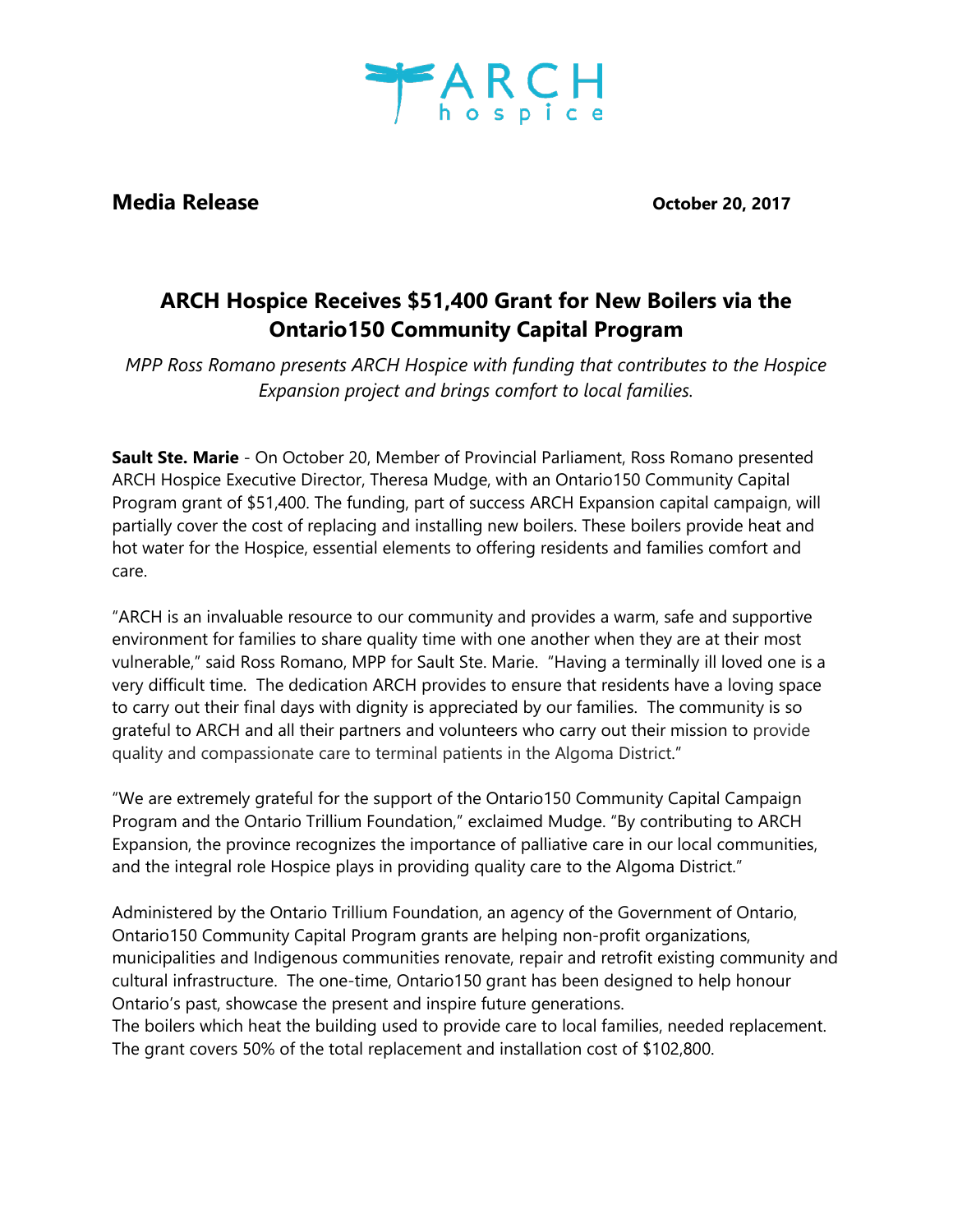ARCH hospice

**Media Release** **October 20, 2017**

# ARCH Hospice Receives $51,400 Grant for New Boilers via the Ontario150 Community Capital Program

*MPP Ross Romano presents ARCH Hospice with funding that contributes to the Hospice Expansion project and brings comfort to local families.*

**Sault Ste. Marie** - On October 20, Member of Provincial Parliament, Ross Romano presented ARCH Hospice Executive Director, Theresa Mudge, with an Ontario150 Community Capital Program grant of $51,400. The funding, part of success ARCH Expansion capital campaign, will partially cover the cost of replacing and installing new boilers. These boilers provide heat and hot water for the Hospice, essential elements to offering residents and families comfort and care.

"ARCH is an invaluable resource to our community and provides a warm, safe and supportive environment for families to share quality time with one another when they are at their most vulnerable," said Ross Romano, MPP for Sault Ste. Marie. "Having a terminally ill loved one is a very difficult time. The dedication ARCH provides to ensure that residents have a loving space to carry out their final days with dignity is appreciated by our families. The community is so grateful to ARCH and all their partners and volunteers who carry out their mission to provide quality and compassionate care to terminal patients in the Algoma District."

"We are extremely grateful for the support of the Ontario150 Community Capital Campaign Program and the Ontario Trillium Foundation," exclaimed Mudge. "By contributing to ARCH Expansion, the province recognizes the importance of palliative care in our local communities, and the integral role Hospice plays in providing quality care to the Algoma District."

Administered by the Ontario Trillium Foundation, an agency of the Government of Ontario, Ontario150 Community Capital Program grants are helping non-profit organizations, municipalities and Indigenous communities renovate, repair and retrofit existing community and cultural infrastructure. The one-time, Ontario150 grant has been designed to help honour Ontario's past, showcase the present and inspire future generations.
The boilers which heat the building used to provide care to local families, needed replacement. The grant covers 50% of the total replacement and installation cost of $102,800.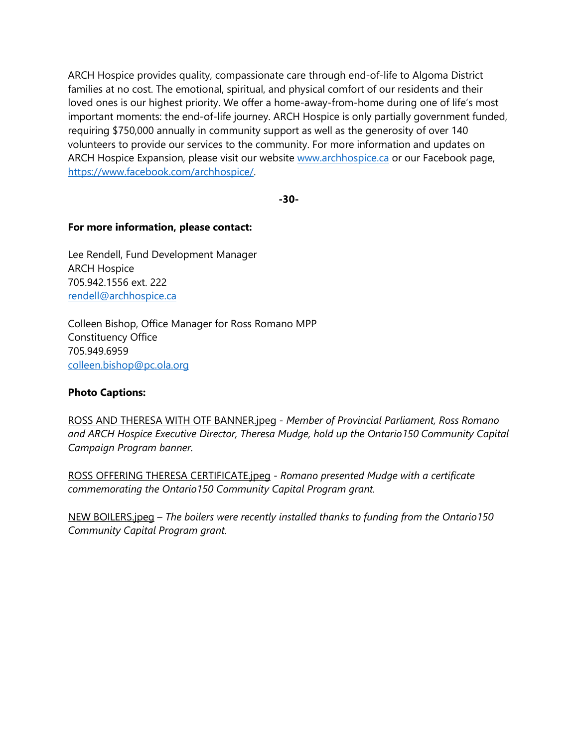ARCH Hospice provides quality, compassionate care through end-of-life to Algoma District families at no cost. The emotional, spiritual, and physical comfort of our residents and their loved ones is our highest priority. We offer a home-away-from-home during one of life's most important moments: the end-of-life journey. ARCH Hospice is only partially government funded, requiring $750,000 annually in community support as well as the generosity of over 140 volunteers to provide our services to the community. For more information and updates on ARCH Hospice Expansion, please visit our website [www.archhospice.ca](http://www.archhospice.ca) or our Facebook page, [https://www.facebook.com/archhospice/](https://www.facebook.com/archhospice/).

**-30-**

**For more information, please contact:**

Lee Rendell, Fund Development Manager
ARCH Hospice
705.942.1556 ext. 222
[rendell@archhospice.ca](mailto:rendell@archhospice.ca)

Colleen Bishop, Office Manager for Ross Romano MPP
Constituency Office
705.949.6959
[colleen.bishop@pc.ola.org](mailto:colleen.bishop@pc.ola.org)

**Photo Captions:**

ROSS AND THERESA WITH OTF BANNER.jpeg - *Member of Provincial Parliament, Ross Romano and ARCH Hospice Executive Director, Theresa Mudge, hold up the Ontario150 Community Capital Campaign Program banner.*

ROSS OFFERING THERESA CERTIFICATE.jpeg - *Romano presented Mudge with a certificate commemorating the Ontario150 Community Capital Program grant.*

NEW BOILERS.jpeg – *The boilers were recently installed thanks to funding from the Ontario150 Community Capital Program grant.*